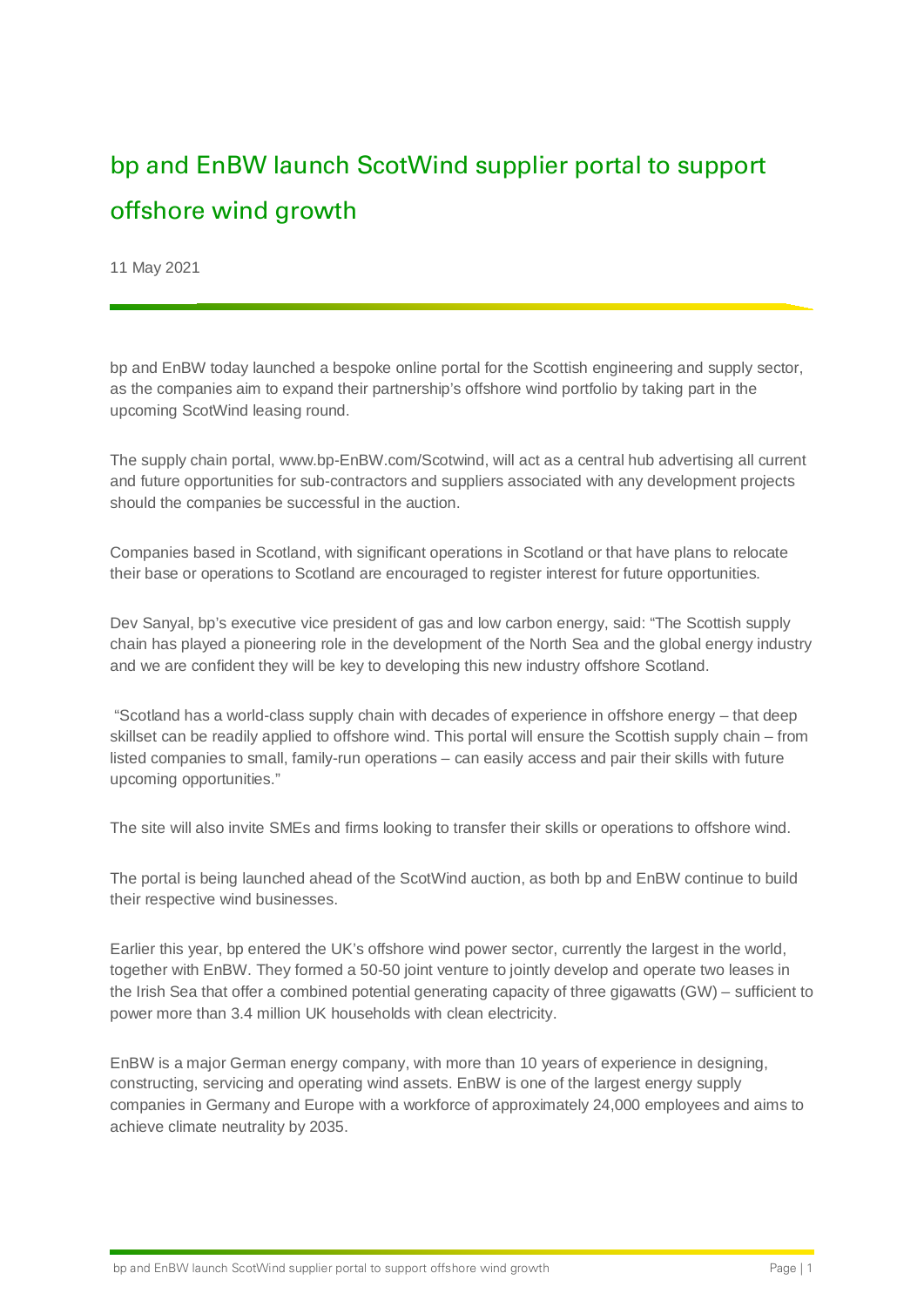# bp and EnBW launch ScotWind supplier portal to support offshore wind growth

11 May 2021

bp and EnBW today launched a bespoke online portal for the Scottish engineering and supply sector, as the companies aim to expand their partnership's offshore wind portfolio by taking part in the upcoming ScotWind leasing round.

The supply chain portal, www.bp-EnBW.com/Scotwind, will act as a central hub advertising all current and future opportunities for sub-contractors and suppliers associated with any development projects should the companies be successful in the auction.

Companies based in Scotland, with significant operations in Scotland or that have plans to relocate their base or operations to Scotland are encouraged to register interest for future opportunities.

Dev Sanyal, bp's executive vice president of gas and low carbon energy, said: "The Scottish supply chain has played a pioneering role in the development of the North Sea and the global energy industry and we are confident they will be key to developing this new industry offshore Scotland.

"Scotland has a world-class supply chain with decades of experience in offshore energy – that deep skillset can be readily applied to offshore wind. This portal will ensure the Scottish supply chain – from listed companies to small, family-run operations – can easily access and pair their skills with future upcoming opportunities."

The site will also invite SMEs and firms looking to transfer their skills or operations to offshore wind.

The portal is being launched ahead of the ScotWind auction, as both bp and EnBW continue to build their respective wind businesses.

Earlier this year, bp entered the UK's offshore wind power sector, currently the largest in the world, together with EnBW. They formed a 50-50 joint venture to jointly develop and operate two leases in the Irish Sea that offer a combined potential generating capacity of three gigawatts (GW) – sufficient to power more than 3.4 million UK households with clean electricity.

EnBW is a major German energy company, with more than 10 years of experience in designing, constructing, servicing and operating wind assets. EnBW is one of the largest energy supply companies in Germany and Europe with a workforce of approximately 24,000 employees and aims to achieve climate neutrality by 2035.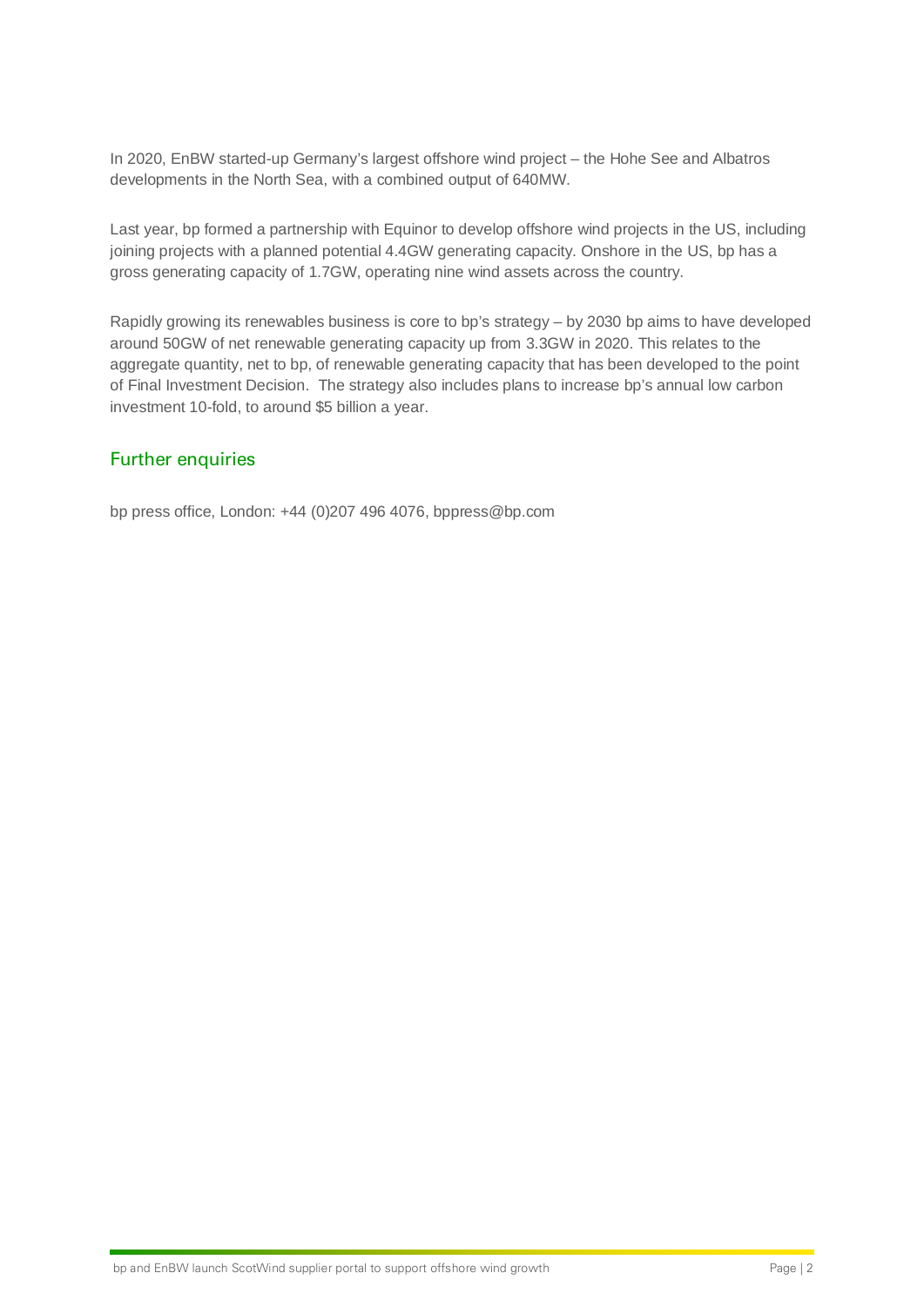In 2020, EnBW started-up Germany's largest offshore wind project – the Hohe See and Albatros developments in the North Sea, with a combined output of 640MW.

Last year, bp formed a partnership with Equinor to develop offshore wind projects in the US, including joining projects with a planned potential 4.4GW generating capacity. Onshore in the US, bp has a gross generating capacity of 1.7GW, operating nine wind assets across the country.

Rapidly growing its renewables business is core to bp's strategy – by 2030 bp aims to have developed around 50GW of net renewable generating capacity up from 3.3GW in 2020. This relates to the aggregate quantity, net to bp, of renewable generating capacity that has been developed to the point of Final Investment Decision. The strategy also includes plans to increase bp's annual low carbon investment 10-fold, to around $5 billion a year.

## Further enquiries

bp press office, London: +44 (0)207 496 4076, bppress@bp.com